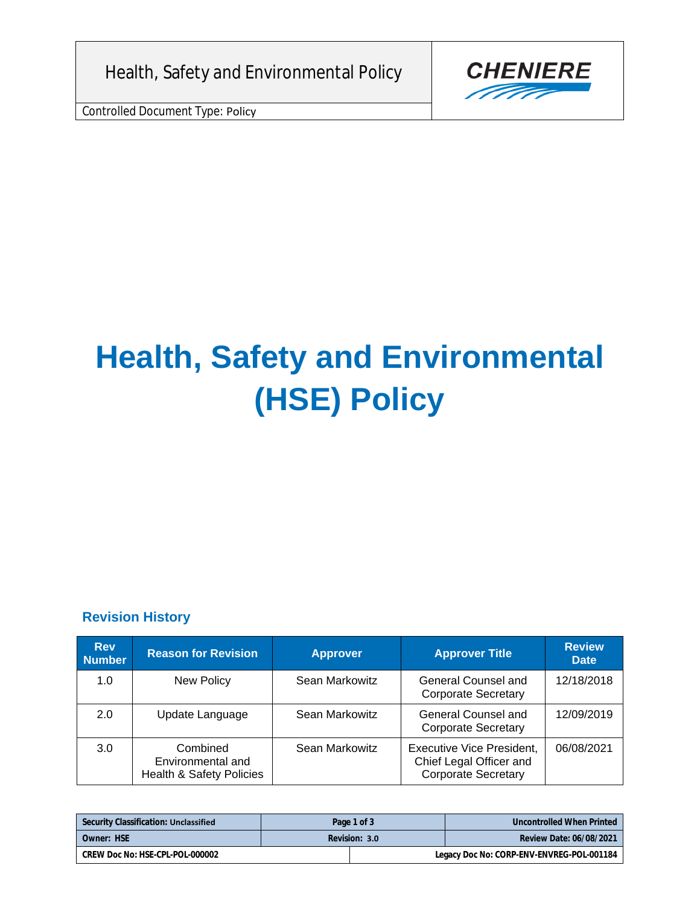# Health, Safety and Environmental (HSE) Policy

## Revision History

| Rev Number | Reason for Revision | Approver | Approver Title | Review Date |
|---|---|---|---|---|
| 1.0 | New Policy | Sean Markowitz | General Counsel and Corporate Secretary | 12/18/2018 |
| 2.0 | Update Language | Sean Markowitz | General Counsel and Corporate Secretary | 12/09/2019 |
| 3.0 | Combined Environmental and Health & Safety Policies | Sean Markowitz | Executive Vice President, Chief Legal Officer and Corporate Secretary | 06/08/2021 |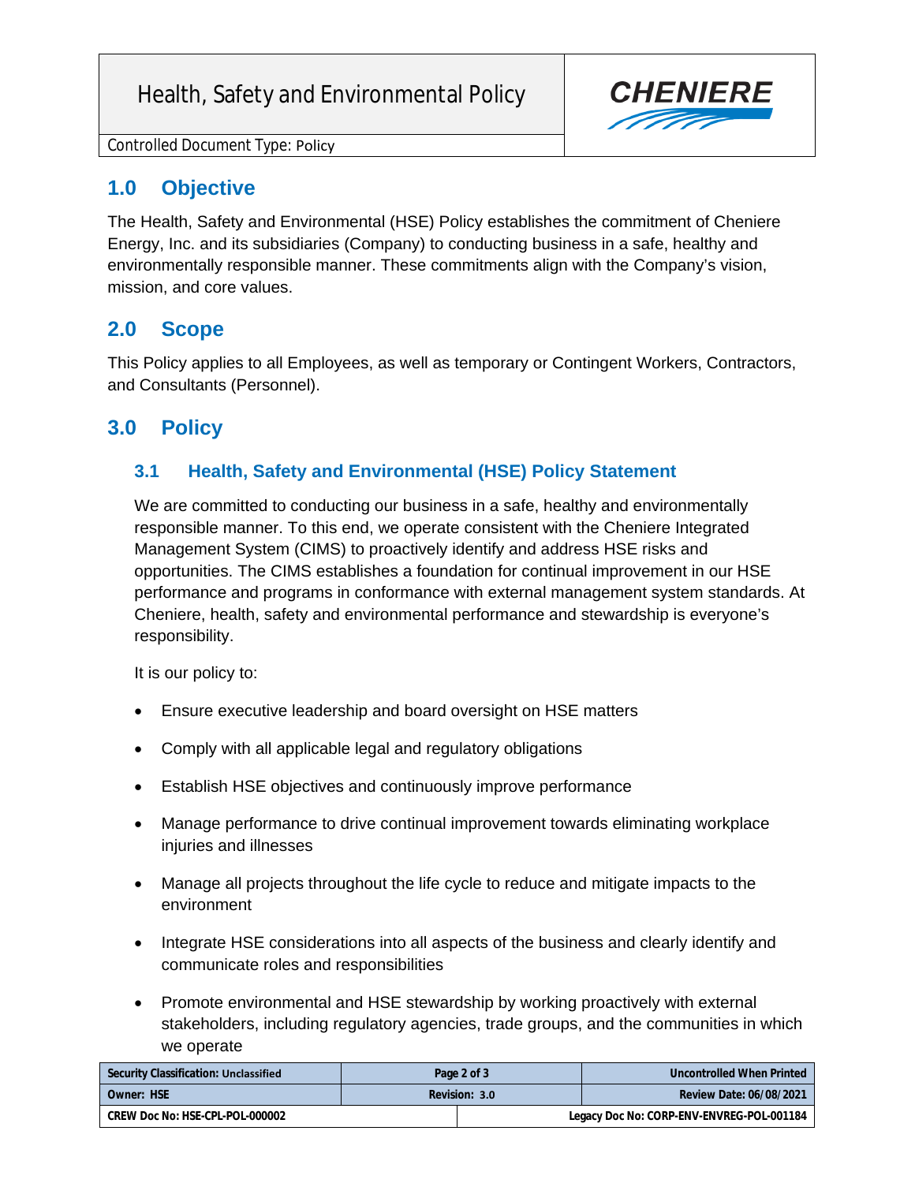## 1.0 Objective

The Health, Safety and Environmental (HSE) Policy establishes the commitment of Cheniere Energy, Inc. and its subsidiaries (Company) to conducting business in a safe, healthy and environmentally responsible manner. These commitments align with the Company's vision, mission, and core values.

## 2.0 Scope

This Policy applies to all Employees, as well as temporary or Contingent Workers, Contractors, and Consultants (Personnel).

## 3.0 Policy

### 3.1 Health, Safety and Environmental (HSE) Policy Statement

We are committed to conducting our business in a safe, healthy and environmentally responsible manner. To this end, we operate consistent with the Cheniere Integrated Management System (CIMS) to proactively identify and address HSE risks and opportunities. The CIMS establishes a foundation for continual improvement in our HSE performance and programs in conformance with external management system standards. At Cheniere, health, safety and environmental performance and stewardship is everyone's responsibility.

It is our policy to:

- Ensure executive leadership and board oversight on HSE matters
- Comply with all applicable legal and regulatory obligations
- Establish HSE objectives and continuously improve performance
- Manage performance to drive continual improvement towards eliminating workplace injuries and illnesses
- Manage all projects throughout the life cycle to reduce and mitigate impacts to the environment
- Integrate HSE considerations into all aspects of the business and clearly identify and communicate roles and responsibilities
- Promote environmental and HSE stewardship by working proactively with external stakeholders, including regulatory agencies, trade groups, and the communities in which we operate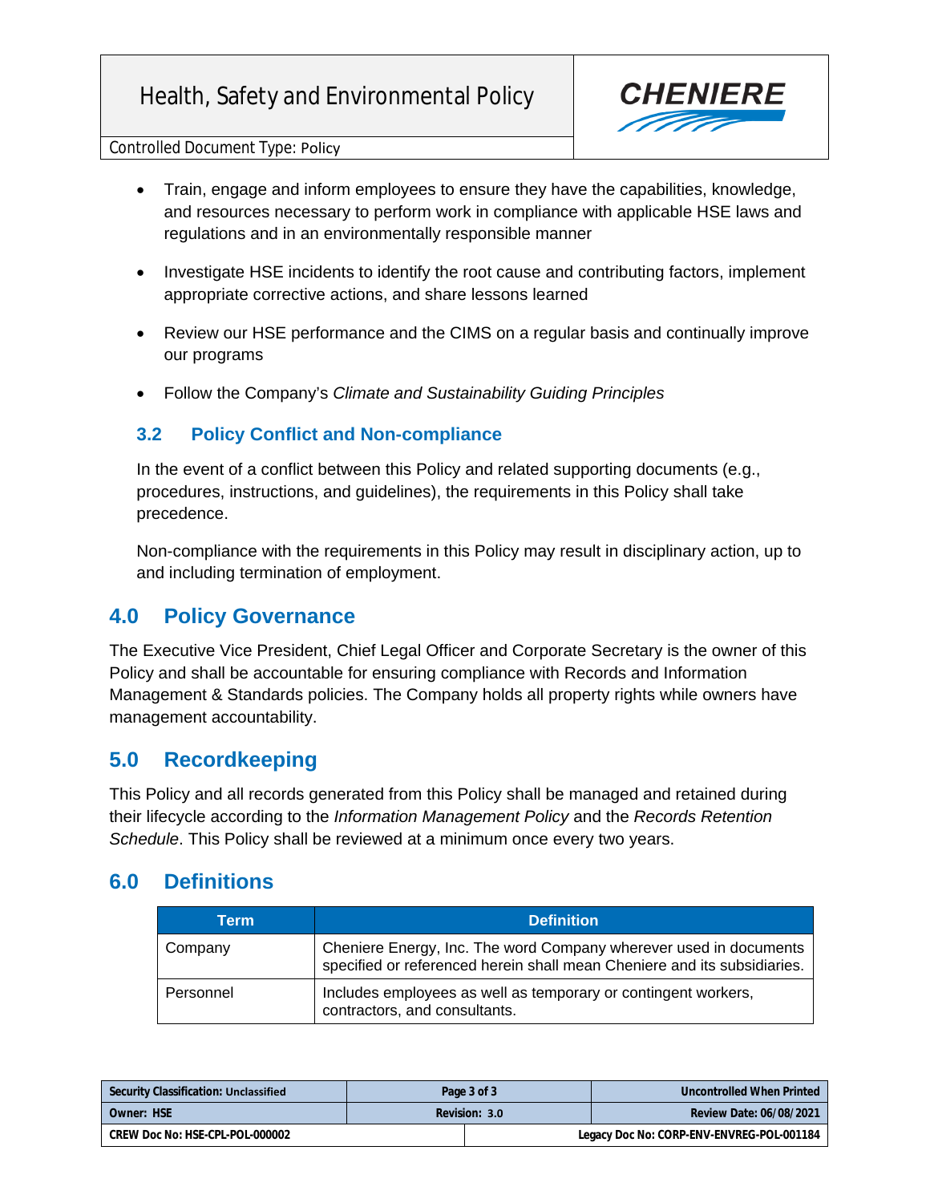- Train, engage and inform employees to ensure they have the capabilities, knowledge, and resources necessary to perform work in compliance with applicable HSE laws and regulations and in an environmentally responsible manner
- Investigate HSE incidents to identify the root cause and contributing factors, implement appropriate corrective actions, and share lessons learned
- Review our HSE performance and the CIMS on a regular basis and continually improve our programs
- Follow the Company's *Climate and Sustainability Guiding Principles*

### 3.2 Policy Conflict and Non-compliance

In the event of a conflict between this Policy and related supporting documents (e.g., procedures, instructions, and guidelines), the requirements in this Policy shall take precedence.

Non-compliance with the requirements in this Policy may result in disciplinary action, up to and including termination of employment.

## 4.0 Policy Governance

The Executive Vice President, Chief Legal Officer and Corporate Secretary is the owner of this Policy and shall be accountable for ensuring compliance with Records and Information Management & Standards policies. The Company holds all property rights while owners have management accountability.

## 5.0 Recordkeeping

This Policy and all records generated from this Policy shall be managed and retained during their lifecycle according to the *Information Management Policy* and the *Records Retention Schedule*. This Policy shall be reviewed at a minimum once every two years.

## 6.0 Definitions

| Term | Definition |
|---|---|
| Company | Cheniere Energy, Inc. The word Company wherever used in documents specified or referenced herein shall mean Cheniere and its subsidiaries. |
| Personnel | Includes employees as well as temporary or contingent workers, contractors, and consultants. |